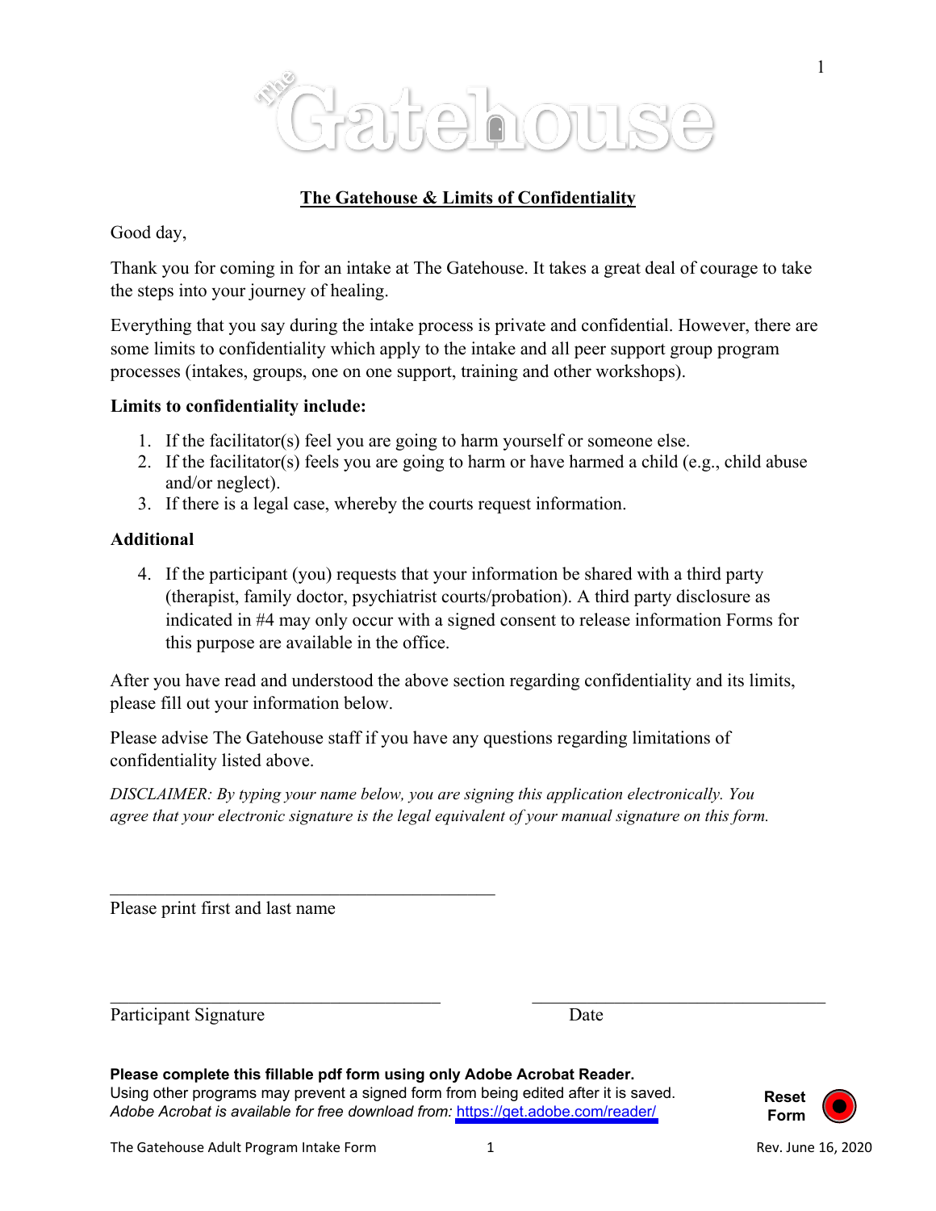# The Gatehouse

## The Gatehouse & Limits of Confidentiality

Good day,

Thank you for coming in for an intake at The Gatehouse. It takes a great deal of courage to take the steps into your journey of healing.

Everything that you say during the intake process is private and confidential. However, there are some limits to confidentiality which apply to the intake and all peer support group program processes (intakes, groups, one on one support, training and other workshops).

**Limits to confidentiality include:**

1. If the facilitator(s) feel you are going to harm yourself or someone else.
2. If the facilitator(s) feels you are going to harm or have harmed a child (e.g., child abuse and/or neglect).
3. If there is a legal case, whereby the courts request information.

**Additional**

4. If the participant (you) requests that your information be shared with a third party (therapist, family doctor, psychiatrist courts/probation). A third party disclosure as indicated in #4 may only occur with a signed consent to release information Forms for this purpose are available in the office.

After you have read and understood the above section regarding confidentiality and its limits, please fill out your information below.

Please advise The Gatehouse staff if you have any questions regarding limitations of confidentiality listed above.

*DISCLAIMER: By typing your name below, you are signing this application electronically. You agree that your electronic signature is the legal equivalent of your manual signature on this form.*

\_\_\_\_\_\_\_\_\_\_\_\_\_\_\_\_\_\_\_\_\_\_\_\_\_\_\_\_\_\_\_\_\_\_\_\_\_\_\_\_\_\_\_\_
Please print first and last name

\_\_\_\_\_\_\_\_\_\_\_\_\_\_\_\_\_\_\_\_\_\_\_\_\_\_\_\_\_\_\_\_\_\_\_\_\_\_ \_\_\_\_\_\_\_\_\_\_\_\_\_\_\_\_\_\_\_\_\_\_\_\_\_\_\_\_\_\_\_\_\_\_
Participant Signature Date

**Please complete this fillable pdf form using only Adobe Acrobat Reader.**
Using other programs may prevent a signed form from being edited after it is saved.
*Adobe Acrobat is available for free download from:* https://get.adobe.com/reader/

**Reset Form**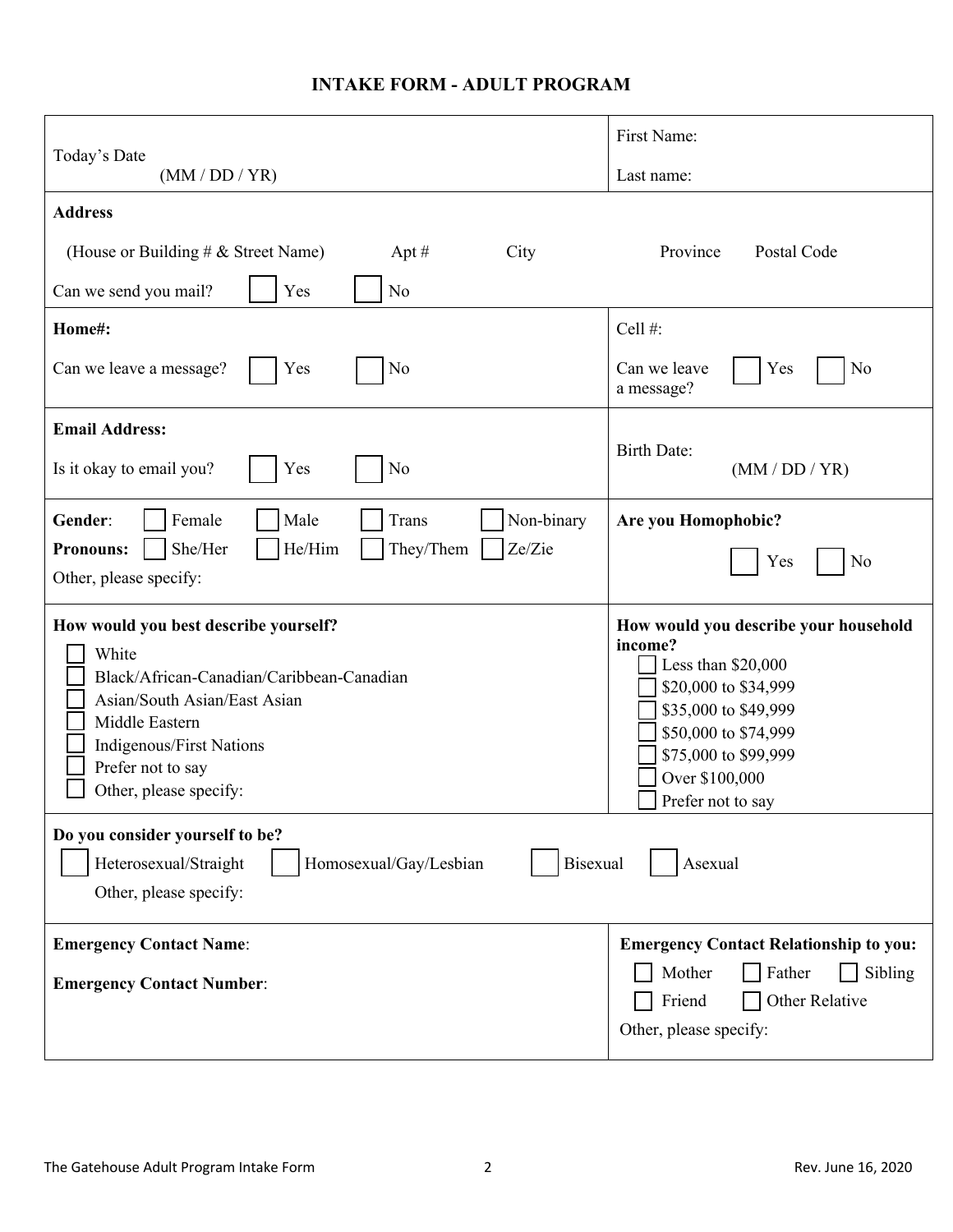# INTAKE FORM - ADULT PROGRAM

| | |
|---|---|
| Today's Date (MM / DD / YR) | First Name:<br>Last name: |
| **Address**<br>(House or Building # & Street Name) Apt # City Province Postal Code<br>Can we send you mail? ☐ Yes ☐ No | |
| **Home#:**<br>Can we leave a message? ☐ Yes ☐ No | Cell #:<br>Can we leave a message? ☐ Yes ☐ No |
| **Email Address:**<br>Is it okay to email you? ☐ Yes ☐ No | Birth Date: (MM / DD / YR) |
| **Gender**: ☐ Female ☐ Male ☐ Trans ☐ Non-binary<br>**Pronouns:** ☐ She/Her ☐ He/Him ☐ They/Them ☐ Ze/Zie<br>Other, please specify: | **Are you Homophobic?**<br>☐ Yes ☐ No |
| **How would you best describe yourself?**<br>☐ White<br>☐ Black/African-Canadian/Caribbean-Canadian<br>☐ Asian/South Asian/East Asian<br>☐ Middle Eastern<br>☐ Indigenous/First Nations<br>☐ Prefer not to say<br>☐ Other, please specify: | **How would you describe your household income?**<br>☐ Less than $20,000<br>☐ $20,000 to $34,999<br>☐ $35,000 to $49,999<br>☐ $50,000 to $74,999<br>☐ $75,000 to $99,999<br>☐ Over $100,000<br>☐ Prefer not to say |
| **Do you consider yourself to be?**<br>☐ Heterosexual/Straight ☐ Homosexual/Gay/Lesbian ☐ Bisexual ☐ Asexual<br>Other, please specify: | |
| **Emergency Contact Name**:<br>**Emergency Contact Number**: | **Emergency Contact Relationship to you:**<br>☐ Mother ☐ Father ☐ Sibling<br>☐ Friend ☐ Other Relative<br>Other, please specify: |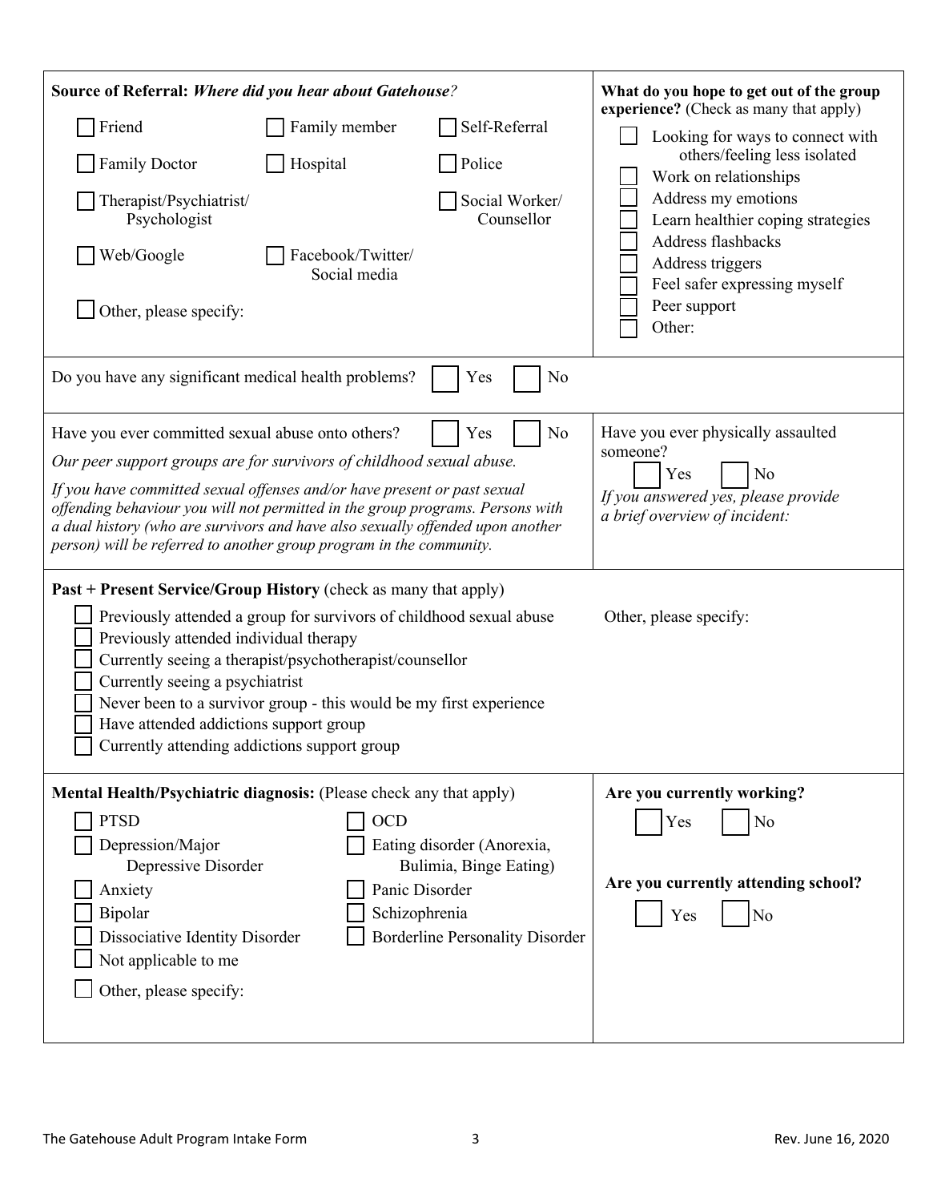**Source of Referral:** ***Where did you hear about Gatehouse?***

- ☐ Friend
- ☐ Family member
- ☐ Self-Referral
- ☐ Family Doctor
- ☐ Hospital
- ☐ Police
- ☐ Therapist/Psychiatrist/ Psychologist
- ☐ Social Worker/ Counsellor
- ☐ Web/Google
- ☐ Facebook/Twitter/ Social media
- ☐ Other, please specify:

**What do you hope to get out of the group experience?** (Check as many that apply)

- ☐ Looking for ways to connect with others/feeling less isolated
- ☐ Work on relationships
- ☐ Address my emotions
- ☐ Learn healthier coping strategies
- ☐ Address flashbacks
- ☐ Address triggers
- ☐ Feel safer expressing myself
- ☐ Peer support
- ☐ Other:

Do you have any significant medical health problems? ☐ Yes ☐ No

Have you ever committed sexual abuse onto others? ☐ Yes ☐ No

*Our peer support groups are for survivors of childhood sexual abuse.*

*If you have committed sexual offenses and/or have present or past sexual offending behaviour you will not permitted in the group programs. Persons with a dual history (who are survivors and have also sexually offended upon another person) will be referred to another group program in the community.*

Have you ever physically assaulted someone? ☐ Yes ☐ No

*If you answered yes, please provide a brief overview of incident:*

**Past + Present Service/Group History** (check as many that apply)

- ☐ Previously attended a group for survivors of childhood sexual abuse
- ☐ Previously attended individual therapy
- ☐ Currently seeing a therapist/psychotherapist/counsellor
- ☐ Currently seeing a psychiatrist
- ☐ Never been to a survivor group - this would be my first experience
- ☐ Have attended addictions support group
- ☐ Currently attending addictions support group

Other, please specify:

**Mental Health/Psychiatric diagnosis:** (Please check any that apply)

- ☐ PTSD
- ☐ OCD
- ☐ Depression/Major Depressive Disorder
- ☐ Eating disorder (Anorexia, Bulimia, Binge Eating)
- ☐ Anxiety
- ☐ Panic Disorder
- ☐ Bipolar
- ☐ Schizophrenia
- ☐ Dissociative Identity Disorder
- ☐ Borderline Personality Disorder
- ☐ Not applicable to me
- ☐ Other, please specify:

**Are you currently working?**

☐ Yes ☐ No

**Are you currently attending school?**

☐ Yes ☐ No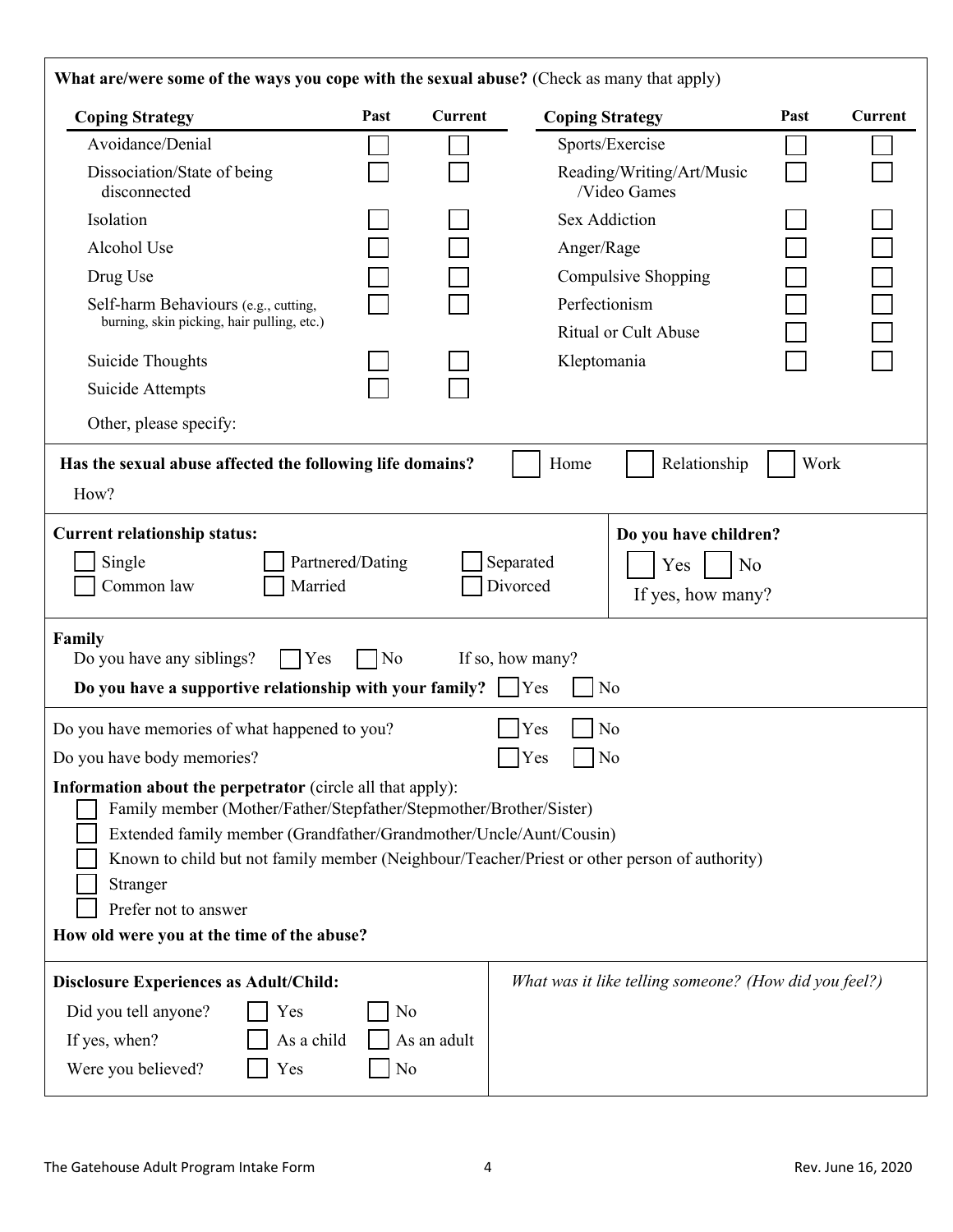**What are/were some of the ways you cope with the sexual abuse?** (Check as many that apply)

| Coping Strategy | Past | Current | Coping Strategy | Past | Current |
|---|---|---|---|---|---|
| Avoidance/Denial | ☐ | ☐ | Sports/Exercise | ☐ | ☐ |
| Dissociation/State of being disconnected | ☐ | ☐ | Reading/Writing/Art/Music /Video Games | ☐ | ☐ |
| Isolation | ☐ | ☐ | Sex Addiction | ☐ | ☐ |
| Alcohol Use | ☐ | ☐ | Anger/Rage | ☐ | ☐ |
| Drug Use | ☐ | ☐ | Compulsive Shopping | ☐ | ☐ |
| Self-harm Behaviours (e.g., cutting, burning, skin picking, hair pulling, etc.) | ☐ | ☐ | Perfectionism | ☐ | ☐ |
| | | | Ritual or Cult Abuse | ☐ | ☐ |
| Suicide Thoughts | ☐ | ☐ | Kleptomania | ☐ | ☐ |
| Suicide Attempts | ☐ | ☐ | | | |

Other, please specify:

**Has the sexual abuse affected the following life domains?** ☐ Home ☐ Relationship ☐ Work

How?

**Current relationship status:**

☐ Single ☐ Partnered/Dating ☐ Separated
☐ Common law ☐ Married ☐ Divorced

**Do you have children?** ☐ Yes ☐ No

If yes, how many?

**Family**

Do you have any siblings? ☐ Yes ☐ No If so, how many?

**Do you have a supportive relationship with your family?** ☐ Yes ☐ No

Do you have memories of what happened to you? ☐ Yes ☐ No

Do you have body memories? ☐ Yes ☐ No

**Information about the perpetrator** (circle all that apply):

- ☐ Family member (Mother/Father/Stepfather/Stepmother/Brother/Sister)
- ☐ Extended family member (Grandfather/Grandmother/Uncle/Aunt/Cousin)
- ☐ Known to child but not family member (Neighbour/Teacher/Priest or other person of authority)
- ☐ Stranger
- ☐ Prefer not to answer

**How old were you at the time of the abuse?**

**Disclosure Experiences as Adult/Child:**

Did you tell anyone? ☐ Yes ☐ No

If yes, when? ☐ As a child ☐ As an adult

Were you believed? ☐ Yes ☐ No

*What was it like telling someone? (How did you feel?)*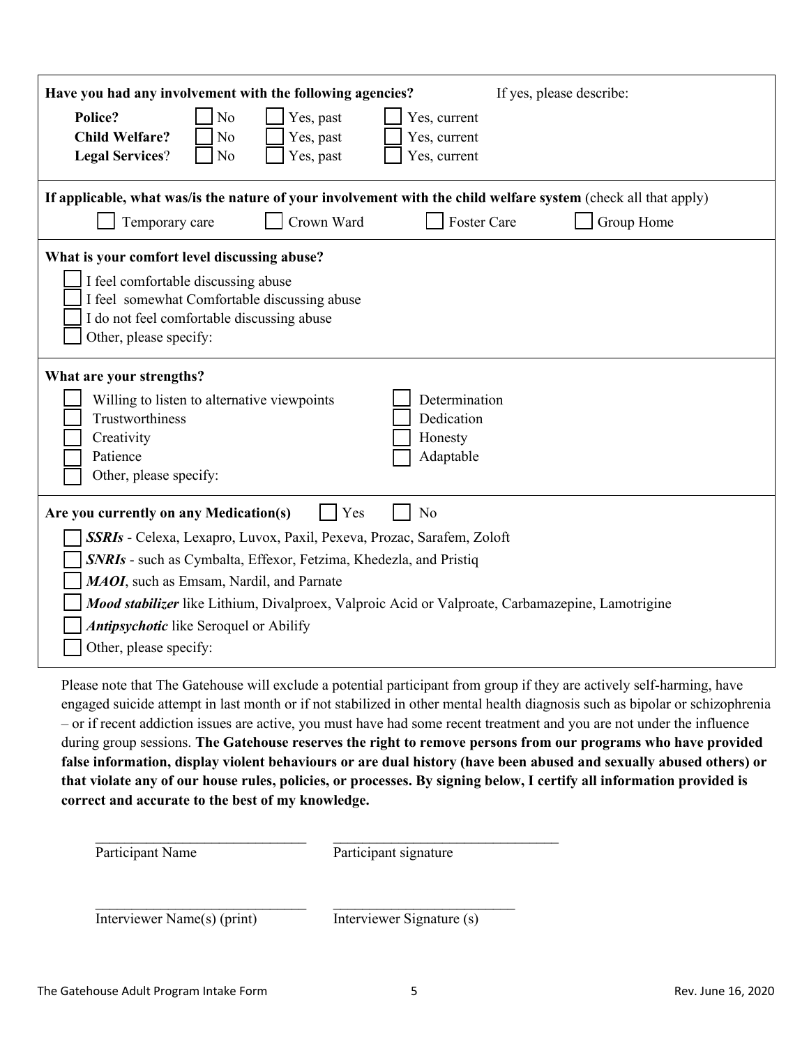**Have you had any involvement with the following agencies?** If yes, please describe:

| | | | |
|---|---|---|---|
| **Police?** | ☐ No | ☐ Yes, past | ☐ Yes, current |
| **Child Welfare?** | ☐ No | ☐ Yes, past | ☐ Yes, current |
| **Legal Services**? | ☐ No | ☐ Yes, past | ☐ Yes, current |

**If applicable, what was/is the nature of your involvement with the child welfare system** (check all that apply)

☐ Temporary care ☐ Crown Ward ☐ Foster Care ☐ Group Home

**What is your comfort level discussing abuse?**

- ☐ I feel comfortable discussing abuse
- ☐ I feel somewhat Comfortable discussing abuse
- ☐ I do not feel comfortable discussing abuse
- ☐ Other, please specify:

**What are your strengths?**

| | |
|---|---|
| ☐ Willing to listen to alternative viewpoints | ☐ Determination |
| ☐ Trustworthiness | ☐ Dedication |
| ☐ Creativity | ☐ Honesty |
| ☐ Patience | ☐ Adaptable |
| ☐ Other, please specify: | |

**Are you currently on any Medication(s)** ☐ Yes ☐ No

- ☐ ***SSRIs*** - Celexa, Lexapro, Luvox, Paxil, Pexeva, Prozac, Sarafem, Zoloft
- ☐ ***SNRIs*** - such as Cymbalta, Effexor, Fetzima, Khedezla, and Pristiq
- ☐ ***MAOI***, such as Emsam, Nardil, and Parnate
- ☐ ***Mood stabilizer*** like Lithium, Divalproex, Valproic Acid or Valproate, Carbamazepine, Lamotrigine
- ☐ ***Antipsychotic*** like Seroquel or Abilify
- ☐ Other, please specify:

Please note that The Gatehouse will exclude a potential participant from group if they are actively self-harming, have engaged suicide attempt in last month or if not stabilized in other mental health diagnosis such as bipolar or schizophrenia – or if recent addiction issues are active, you must have had some recent treatment and you are not under the influence during group sessions. **The Gatehouse reserves the right to remove persons from our programs who have provided false information, display violent behaviours or are dual history (have been abused and sexually abused others) or that violate any of our house rules, policies, or processes. By signing below, I certify all information provided is correct and accurate to the best of my knowledge.**

______________________________ ______________________________

Participant Name Participant signature

______________________________ ______________________________

Interviewer Name(s) (print) Interviewer Signature (s)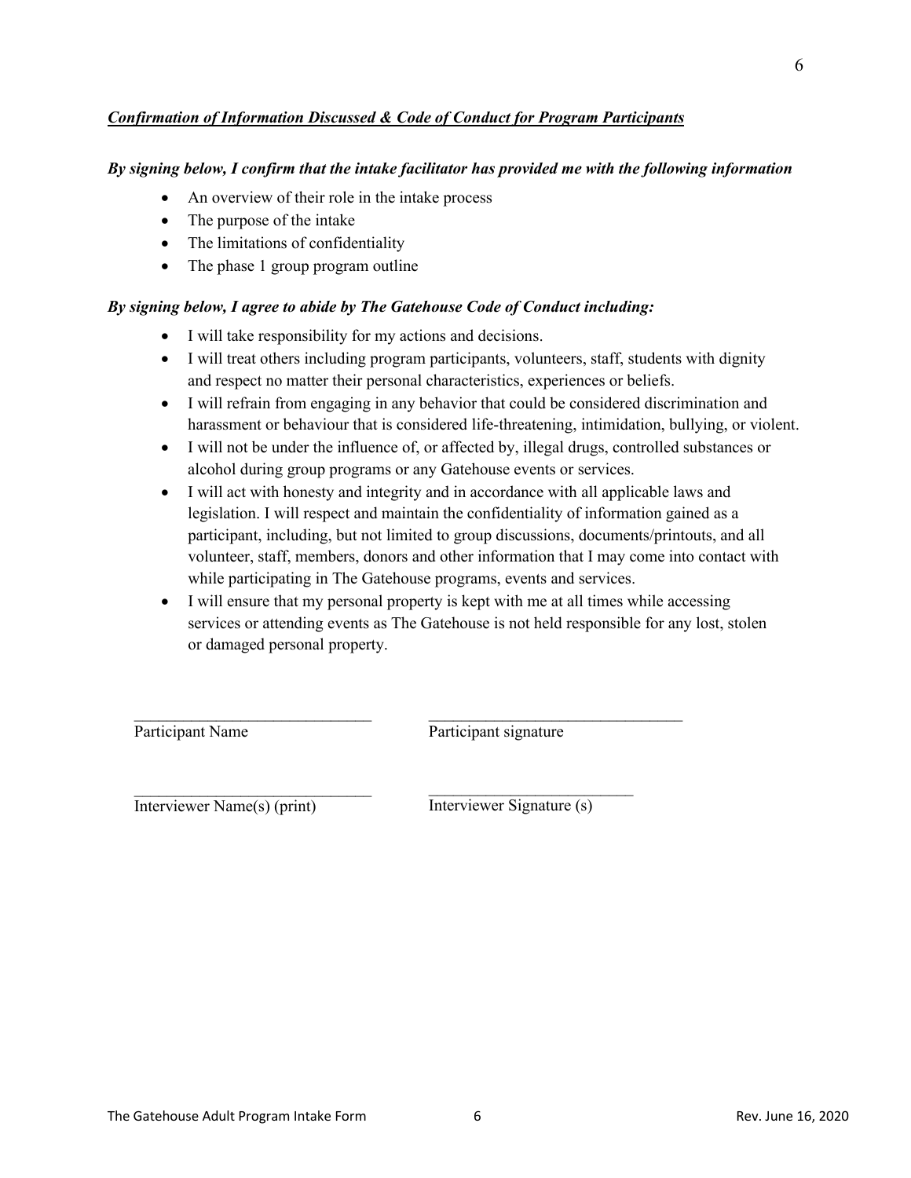***Confirmation of Information Discussed & Code of Conduct for Program Participants***

***By signing below, I confirm that the intake facilitator has provided me with the following information***

- An overview of their role in the intake process
- The purpose of the intake
- The limitations of confidentiality
- The phase 1 group program outline

***By signing below, I agree to abide by The Gatehouse Code of Conduct including:***

- I will take responsibility for my actions and decisions.
- I will treat others including program participants, volunteers, staff, students with dignity and respect no matter their personal characteristics, experiences or beliefs.
- I will refrain from engaging in any behavior that could be considered discrimination and harassment or behaviour that is considered life-threatening, intimidation, bullying, or violent.
- I will not be under the influence of, or affected by, illegal drugs, controlled substances or alcohol during group programs or any Gatehouse events or services.
- I will act with honesty and integrity and in accordance with all applicable laws and legislation. I will respect and maintain the confidentiality of information gained as a participant, including, but not limited to group discussions, documents/printouts, and all volunteer, staff, members, donors and other information that I may come into contact with while participating in The Gatehouse programs, events and services.
- I will ensure that my personal property is kept with me at all times while accessing services or attending events as The Gatehouse is not held responsible for any lost, stolen or damaged personal property.

\_\_\_\_\_\_\_\_\_\_\_\_\_\_\_\_\_\_\_\_\_\_\_\_\_\_\_\_\_\_ \_\_\_\_\_\_\_\_\_\_\_\_\_\_\_\_\_\_\_\_\_\_\_\_\_\_\_\_\_\_\_\_

Participant Name Participant signature

\_\_\_\_\_\_\_\_\_\_\_\_\_\_\_\_\_\_\_\_\_\_\_\_\_\_\_\_\_\_ \_\_\_\_\_\_\_\_\_\_\_\_\_\_\_\_\_\_\_\_\_\_\_\_\_\_

Interviewer Name(s) (print) Interviewer Signature (s)